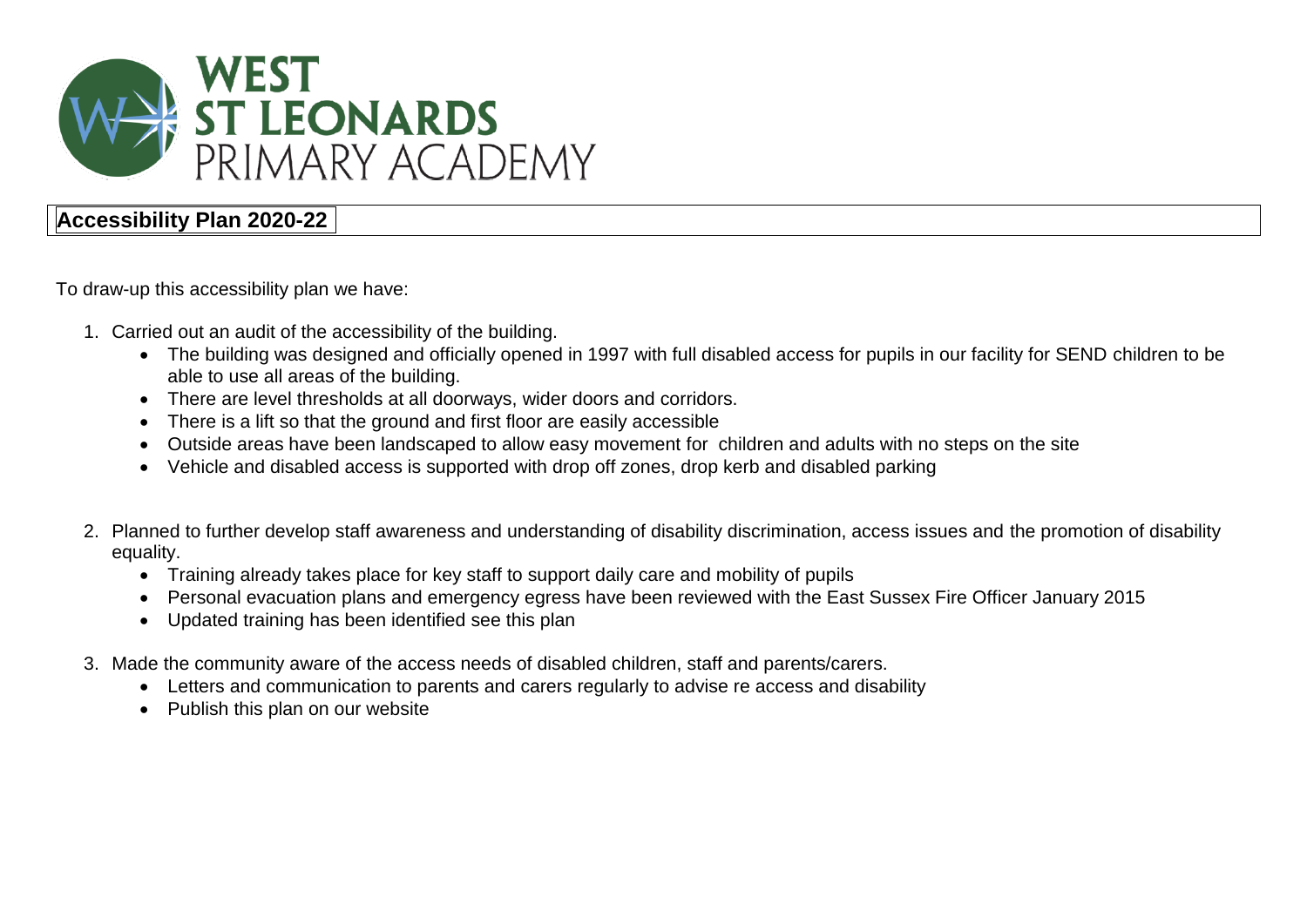# WEST ST LEONARDS PRIMARY ACADEMY

## Accessibility Plan 2020-22

To draw-up this accessibility plan we have:

1. Carried out an audit of the accessibility of the building.
   - The building was designed and officially opened in 1997 with full disabled access for pupils in our facility for SEND children to be able to use all areas of the building.
   - There are level thresholds at all doorways, wider doors and corridors.
   - There is a lift so that the ground and first floor are easily accessible
   - Outside areas have been landscaped to allow easy movement for children and adults with no steps on the site
   - Vehicle and disabled access is supported with drop off zones, drop kerb and disabled parking

2. Planned to further develop staff awareness and understanding of disability discrimination, access issues and the promotion of disability equality.
   - Training already takes place for key staff to support daily care and mobility of pupils
   - Personal evacuation plans and emergency egress have been reviewed with the East Sussex Fire Officer January 2015
   - Updated training has been identified see this plan

3. Made the community aware of the access needs of disabled children, staff and parents/carers.
   - Letters and communication to parents and carers regularly to advise re access and disability
   - Publish this plan on our website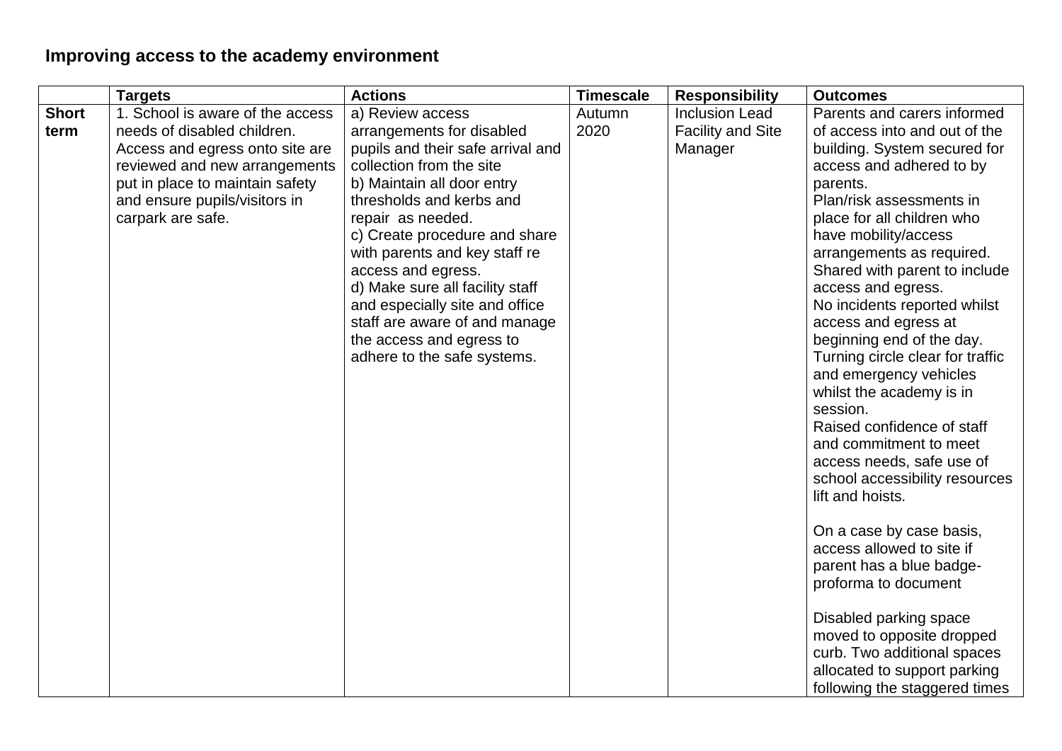## Improving access to the academy environment

| | Targets | Actions | Timescale | Responsibility | Outcomes |
|---|---|---|---|---|---|
| **Short term** | 1. School is aware of the access needs of disabled children. Access and egress onto site are reviewed and new arrangements put in place to maintain safety and ensure pupils/visitors in carpark are safe. | a) Review access arrangements for disabled pupils and their safe arrival and collection from the site<br>b) Maintain all door entry thresholds and kerbs and repair as needed.<br>c) Create procedure and share with parents and key staff re access and egress.<br>d) Make sure all facility staff and especially site and office staff are aware of and manage the access and egress to adhere to the safe systems. | Autumn 2020 | Inclusion Lead<br>Facility and Site Manager | Parents and carers informed of access into and out of the building. System secured for access and adhered to by parents.<br>Plan/risk assessments in place for all children who have mobility/access arrangements as required. Shared with parent to include access and egress.<br>No incidents reported whilst access and egress at beginning end of the day.<br>Turning circle clear for traffic and emergency vehicles whilst the academy is in session.<br>Raised confidence of staff and commitment to meet access needs, safe use of school accessibility resources lift and hoists.<br><br>On a case by case basis, access allowed to site if parent has a blue badge-proforma to document<br><br>Disabled parking space moved to opposite dropped curb. Two additional spaces allocated to support parking following the staggered times |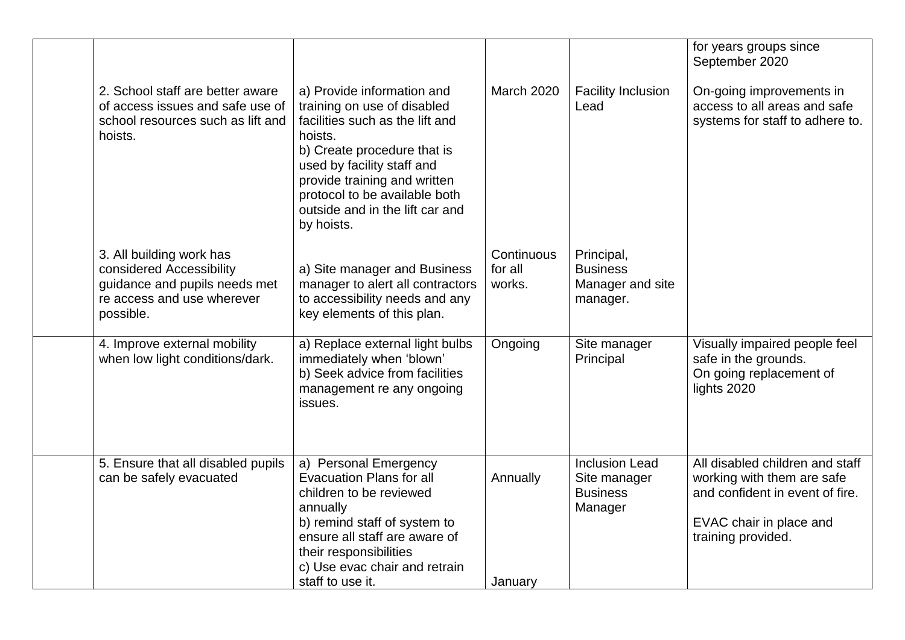| | | | | | |
|---|---|---|---|---|---|
| | | | | | for years groups since September 2020 |
| | 2. School staff are better aware of access issues and safe use of school resources such as lift and hoists. | a) Provide information and training on use of disabled facilities such as the lift and hoists.<br>b) Create procedure that is used by facility staff and provide training and written protocol to be available both outside and in the lift car and by hoists. | March 2020 | Facility Inclusion Lead | On-going improvements in access to all areas and safe systems for staff to adhere to. |
| | 3. All building work has considered Accessibility guidance and pupils needs met re access and use wherever possible. | a) Site manager and Business manager to alert all contractors to accessibility needs and any key elements of this plan. | Continuous for all works. | Principal, Business Manager and site manager. | |
| | 4. Improve external mobility when low light conditions/dark. | a) Replace external light bulbs immediately when 'blown'<br>b) Seek advice from facilities management re any ongoing issues. | Ongoing | Site manager<br>Principal | Visually impaired people feel safe in the grounds.<br>On going replacement of lights 2020 |
| | 5. Ensure that all disabled pupils can be safely evacuated | a) Personal Emergency Evacuation Plans for all children to be reviewed annually<br>b) remind staff of system to ensure all staff are aware of their responsibilities<br>c) Use evac chair and retrain staff to use it. | Annually<br><br>January | Inclusion Lead<br>Site manager<br>Business Manager | All disabled children and staff working with them are safe and confident in event of fire.<br><br>EVAC chair in place and training provided. |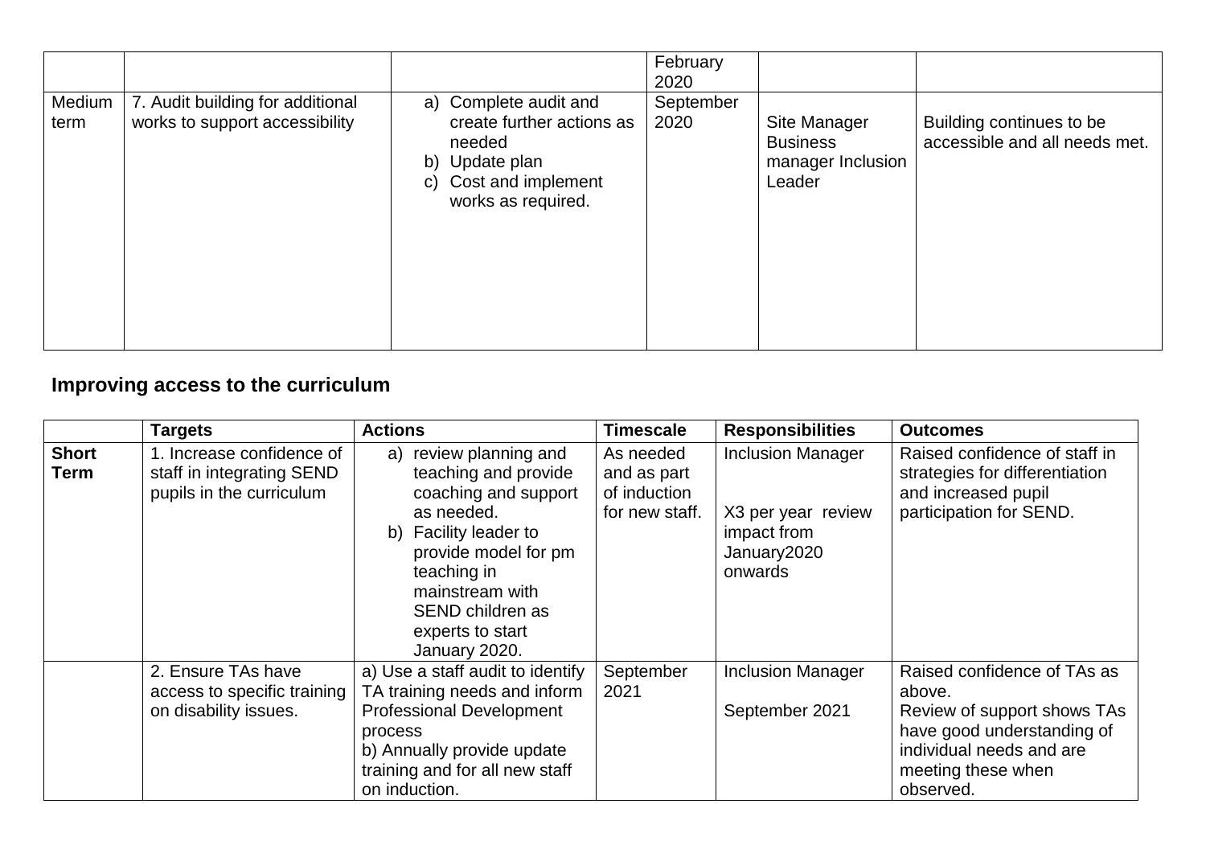| | | | February 2020 | | |
|---|---|---|---|---|---|
| Medium term | 7. Audit building for additional works to support accessibility | a) Complete audit and create further actions as needed<br>b) Update plan<br>c) Cost and implement works as required. | September 2020 | Site Manager Business manager Inclusion Leader | Building continues to be accessible and all needs met. |

## Improving access to the curriculum

| | Targets | Actions | Timescale | Responsibilities | Outcomes |
|---|---|---|---|---|---|
| **Short Term** | 1. Increase confidence of staff in integrating SEND pupils in the curriculum | a) review planning and teaching and provide coaching and support as needed.<br>b) Facility leader to provide model for pm teaching in mainstream with SEND children as experts to start January 2020. | As needed and as part of induction for new staff. | Inclusion Manager<br><br>X3 per year review impact from January2020 onwards | Raised confidence of staff in strategies for differentiation and increased pupil participation for SEND. |
| | 2. Ensure TAs have access to specific training on disability issues. | a) Use a staff audit to identify TA training needs and inform Professional Development process<br>b) Annually provide update training and for all new staff on induction. | September 2021 | Inclusion Manager<br><br>September 2021 | Raised confidence of TAs as above.<br>Review of support shows TAs have good understanding of individual needs and are meeting these when observed. |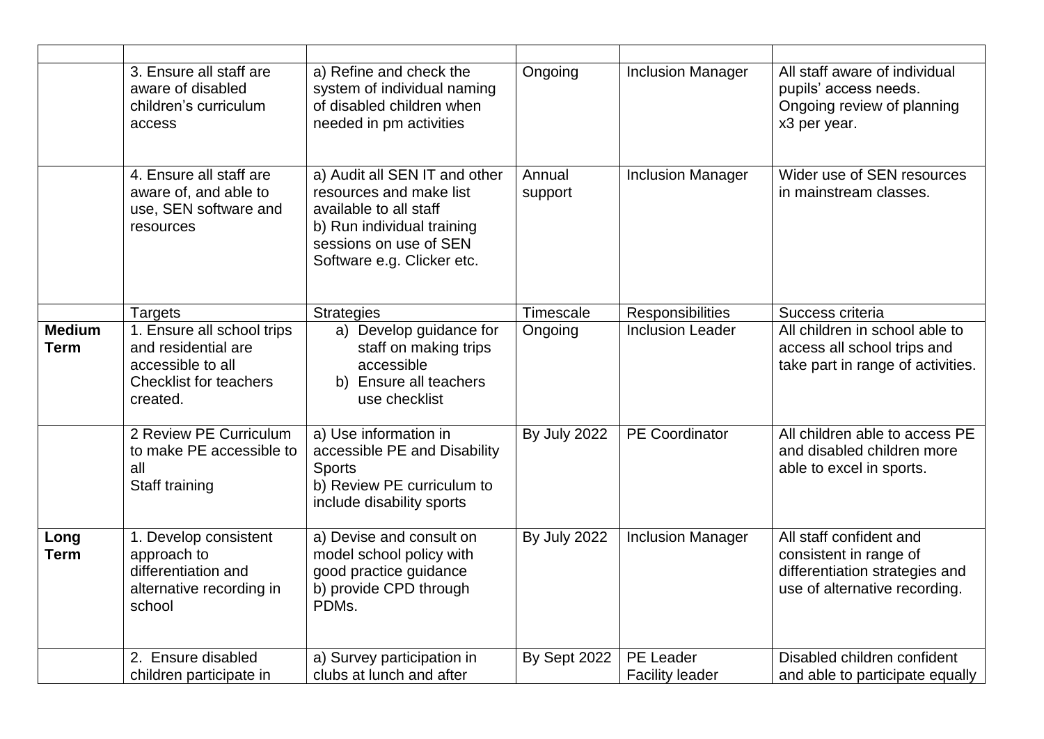| | | | | | |
|---|---|---|---|---|---|
| | 3. Ensure all staff are aware of disabled children's curriculum access | a) Refine and check the system of individual naming of disabled children when needed in pm activities | Ongoing | Inclusion Manager | All staff aware of individual pupils' access needs. Ongoing review of planning x3 per year. |
| | 4. Ensure all staff are aware of, and able to use, SEN software and resources | a) Audit all SEN IT and other resources and make list available to all staff<br>b) Run individual training sessions on use of SEN Software e.g. Clicker etc. | Annual support | Inclusion Manager | Wider use of SEN resources in mainstream classes. |
| | Targets | Strategies | Timescale | Responsibilities | Success criteria |
| **Medium Term** | 1. Ensure all school trips and residential are accessible to all<br>Checklist for teachers created. | a) Develop guidance for staff on making trips accessible<br>b) Ensure all teachers use checklist | Ongoing | Inclusion Leader | All children in school able to access all school trips and take part in range of activities. |
| | 2 Review PE Curriculum to make PE accessible to all<br>Staff training | a) Use information in accessible PE and Disability Sports<br>b) Review PE curriculum to include disability sports | By July 2022 | PE Coordinator | All children able to access PE and disabled children more able to excel in sports. |
| **Long Term** | 1. Develop consistent approach to differentiation and alternative recording in school | a) Devise and consult on model school policy with good practice guidance<br>b) provide CPD through PDMs. | By July 2022 | Inclusion Manager | All staff confident and consistent in range of differentiation strategies and use of alternative recording. |
| | 2. Ensure disabled children participate in | a) Survey participation in clubs at lunch and after | By Sept 2022 | PE Leader<br>Facility leader | Disabled children confident and able to participate equally |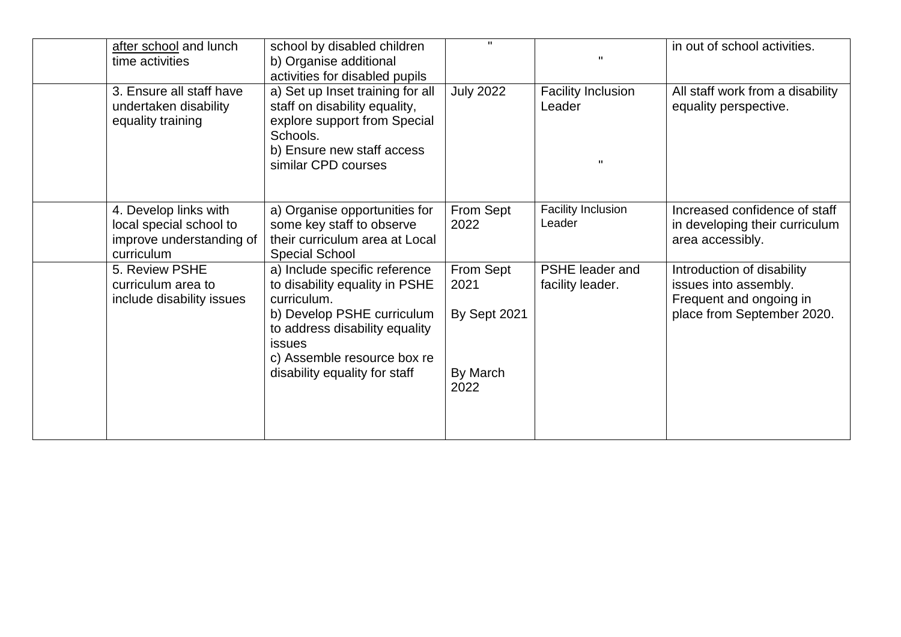| | | | | | |
|---|---|---|---|---|---|
| | after school and lunch time activities | school by disabled children<br>b) Organise additional activities for disabled pupils | " | " | in out of school activities. |
| | 3. Ensure all staff have undertaken disability equality training | a) Set up Inset training for all staff on disability equality, explore support from Special Schools.<br>b) Ensure new staff access similar CPD courses | July 2022 | Facility Inclusion Leader<br><br>" | All staff work from a disability equality perspective. |
| | 4. Develop links with local special school to improve understanding of curriculum | a) Organise opportunities for some key staff to observe their curriculum area at Local Special School | From Sept 2022 | Facility Inclusion Leader | Increased confidence of staff in developing their curriculum area accessibly. |
| | 5. Review PSHE curriculum area to include disability issues | a) Include specific reference to disability equality in PSHE curriculum.<br>b) Develop PSHE curriculum to address disability equality issues<br>c) Assemble resource box re disability equality for staff | From Sept 2021<br><br>By Sept 2021<br><br>By March 2022 | PSHE leader and facility leader. | Introduction of disability issues into assembly. Frequent and ongoing in place from September 2020. |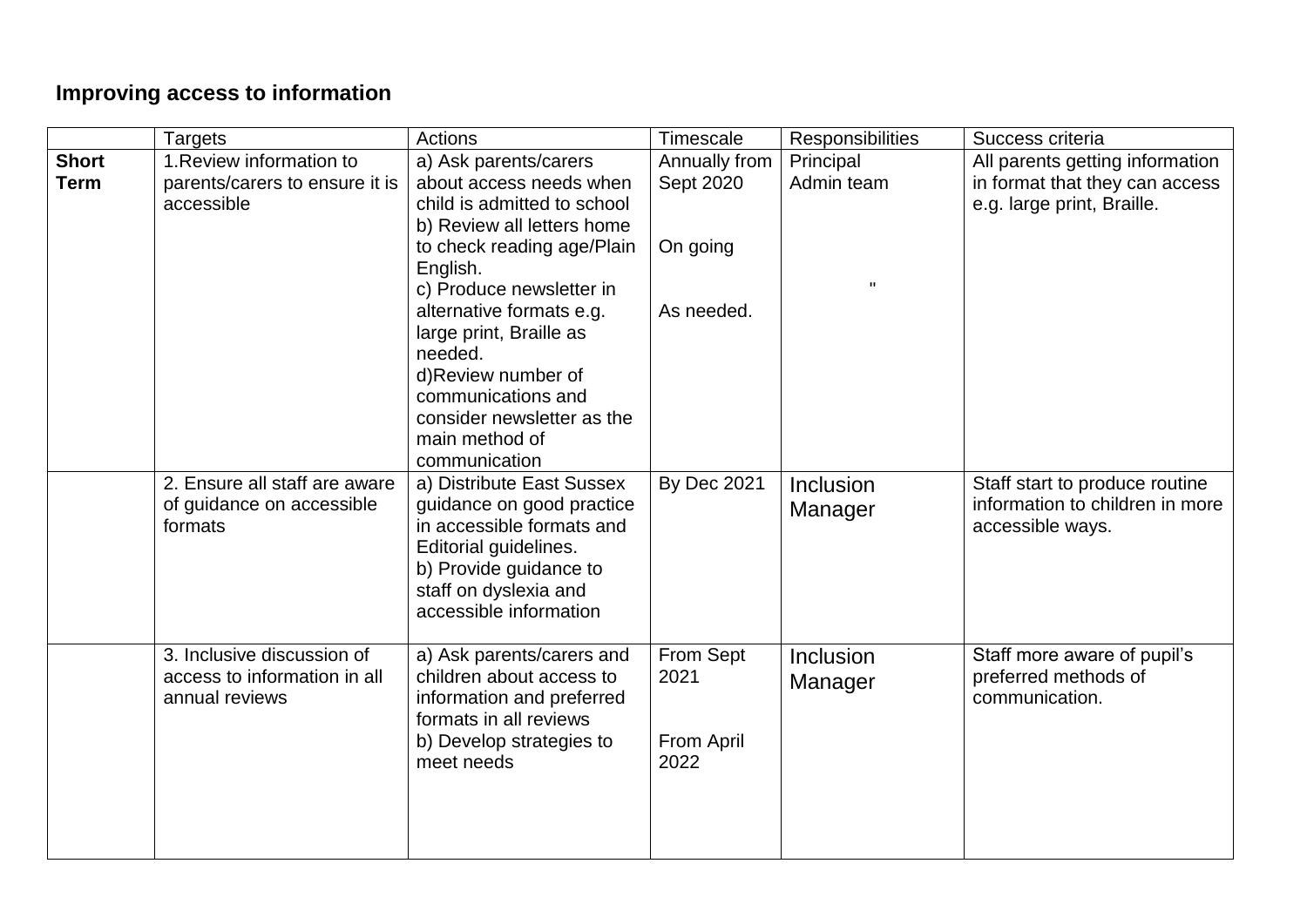## Improving access to information

| | Targets | Actions | Timescale | Responsibilities | Success criteria |
|---|---|---|---|---|---|
| **Short Term** | 1.Review information to parents/carers to ensure it is accessible | a) Ask parents/carers about access needs when child is admitted to school<br>b) Review all letters home to check reading age/Plain English.<br>c) Produce newsletter in alternative formats e.g. large print, Braille as needed.<br>d)Review number of communications and consider newsletter as the main method of communication | Annually from Sept 2020<br><br>On going<br><br>As needed. | Principal<br>Admin team<br><br>" | All parents getting information in format that they can access e.g. large print, Braille. |
| | 2. Ensure all staff are aware of guidance on accessible formats | a) Distribute East Sussex guidance on good practice in accessible formats and Editorial guidelines.<br>b) Provide guidance to staff on dyslexia and accessible information | By Dec 2021 | Inclusion Manager | Staff start to produce routine information to children in more accessible ways. |
| | 3. Inclusive discussion of access to information in all annual reviews | a) Ask parents/carers and children about access to information and preferred formats in all reviews<br>b) Develop strategies to meet needs | From Sept 2021<br><br>From April 2022 | Inclusion Manager | Staff more aware of pupil's preferred methods of communication. |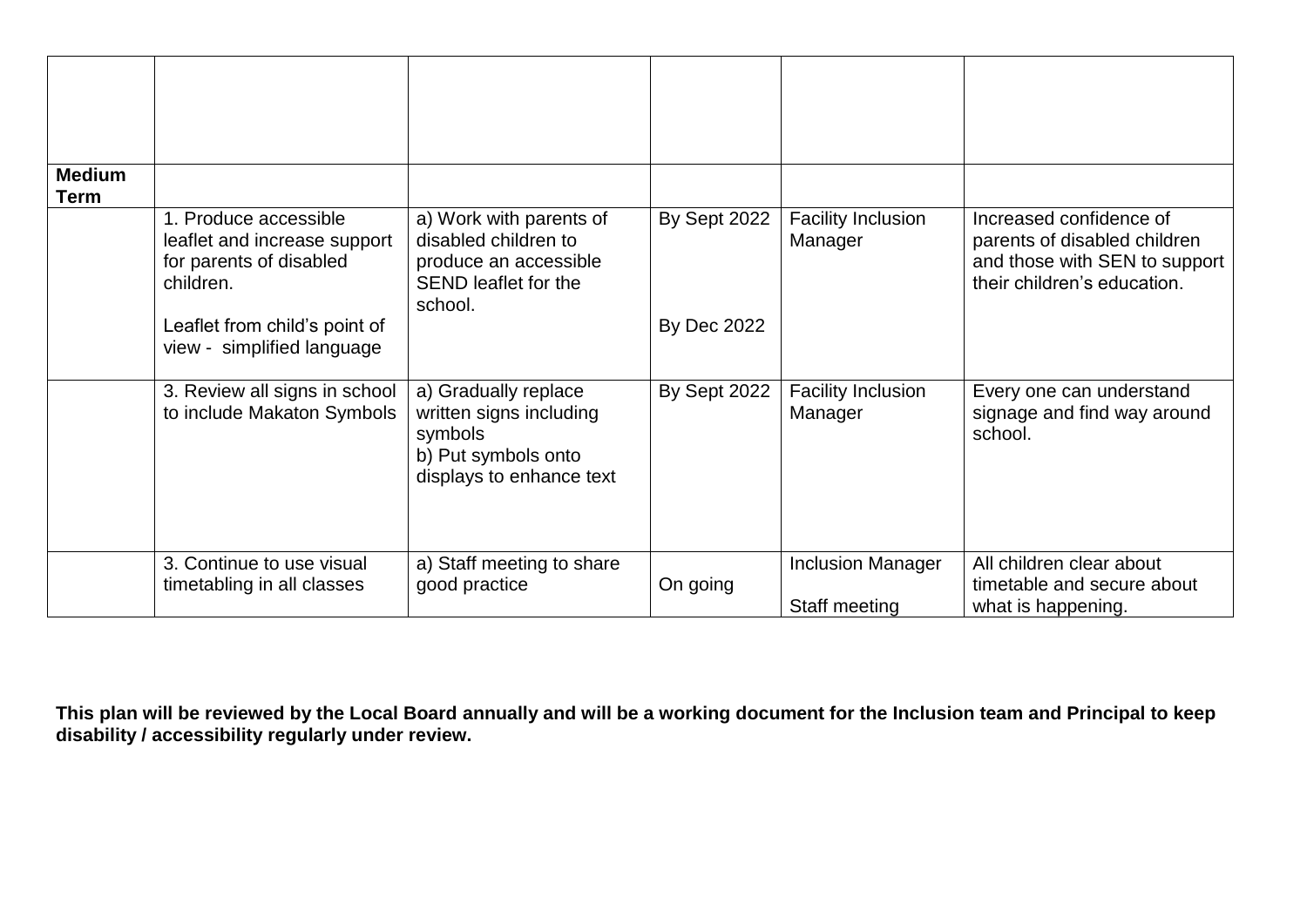| | | | | | |
|---|---|---|---|---|---|
| | | | | | |
| **Medium Term** | | | | | |
| | 1. Produce accessible leaflet and increase support for parents of disabled children.<br><br>Leaflet from child's point of view - simplified language | a) Work with parents of disabled children to produce an accessible SEND leaflet for the school. | By Sept 2022<br><br>By Dec 2022 | Facility Inclusion Manager | Increased confidence of parents of disabled children and those with SEN to support their children's education. |
| | 3. Review all signs in school to include Makaton Symbols | a) Gradually replace written signs including symbols<br>b) Put symbols onto displays to enhance text | By Sept 2022 | Facility Inclusion Manager | Every one can understand signage and find way around school. |
| | 3. Continue to use visual timetabling in all classes | a) Staff meeting to share good practice | On going | Inclusion Manager<br><br>Staff meeting | All children clear about timetable and secure about what is happening. |

**This plan will be reviewed by the Local Board annually and will be a working document for the Inclusion team and Principal to keep disability / accessibility regularly under review.**